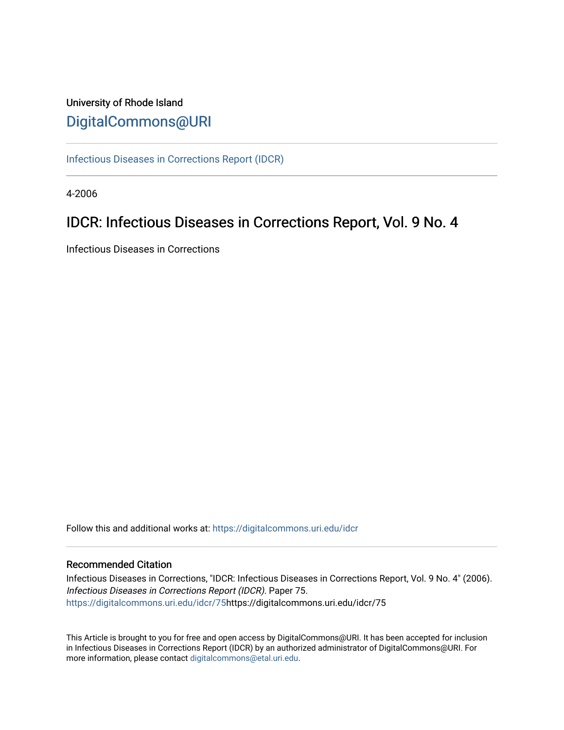University of Rhode Island

DigitalCommons@URI

Infectious Diseases in Corrections Report (IDCR)

4-2006

# IDCR: Infectious Diseases in Corrections Report, Vol. 9 No. 4

Infectious Diseases in Corrections

Follow this and additional works at: https://digitalcommons.uri.edu/idcr

## Recommended Citation

Infectious Diseases in Corrections, "IDCR: Infectious Diseases in Corrections Report, Vol. 9 No. 4" (2006). *Infectious Diseases in Corrections Report (IDCR)*. Paper 75.
https://digitalcommons.uri.edu/idcr/75https://digitalcommons.uri.edu/idcr/75

This Article is brought to you for free and open access by DigitalCommons@URI. It has been accepted for inclusion in Infectious Diseases in Corrections Report (IDCR) by an authorized administrator of DigitalCommons@URI. For more information, please contact digitalcommons@etal.uri.edu.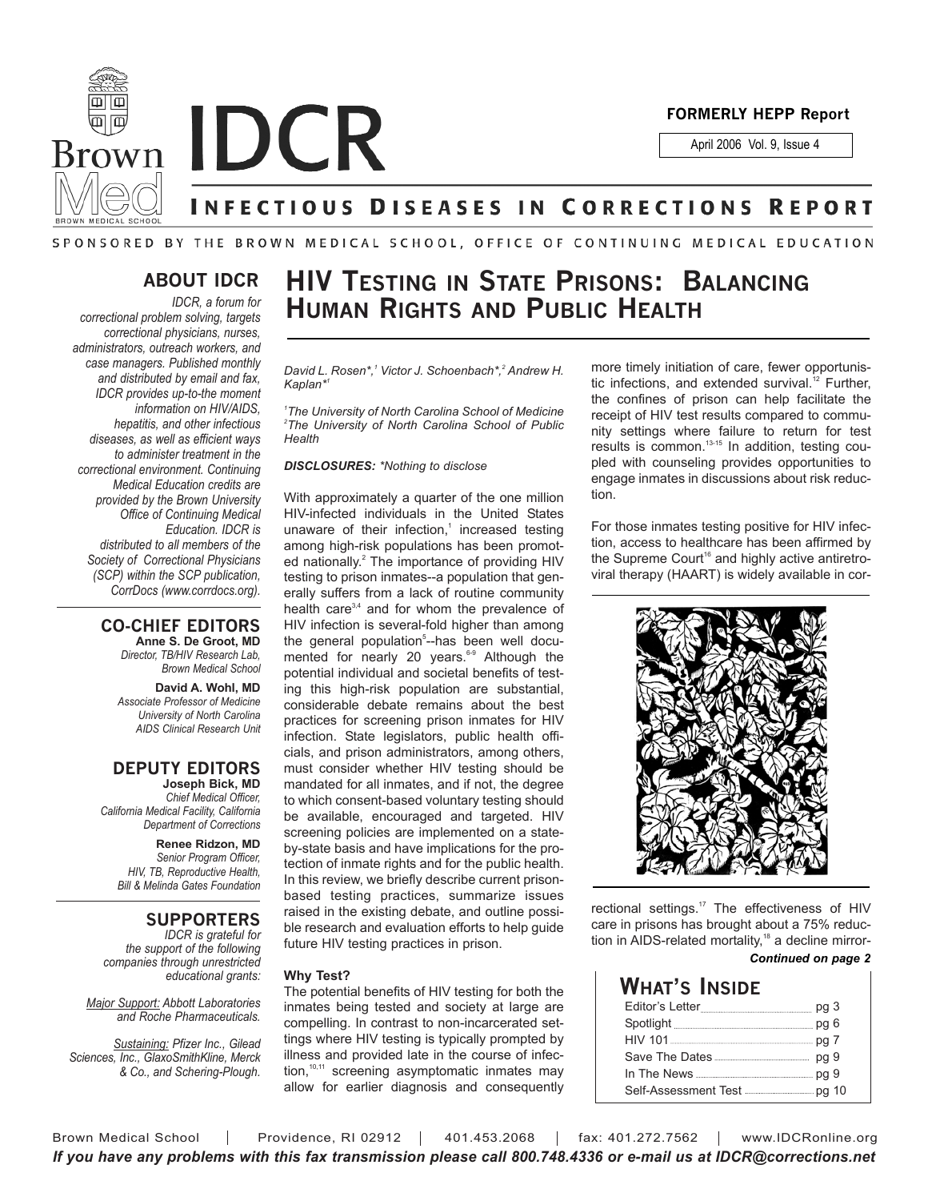# IDCR

**FORMERLY HEPP Report**

April 2006 Vol. 9, Issue 4

## INFECTIOUS DISEASES IN CORRECTIONS REPORT

SPONSORED BY THE BROWN MEDICAL SCHOOL, OFFICE OF CONTINUING MEDICAL EDUCATION

### ABOUT IDCR

*IDCR, a forum for correctional problem solving, targets correctional physicians, nurses, administrators, outreach workers, and case managers. Published monthly and distributed by email and fax, IDCR provides up-to-the moment information on HIV/AIDS, hepatitis, and other infectious diseases, as well as efficient ways to administer treatment in the correctional environment. Continuing Medical Education credits are provided by the Brown University Office of Continuing Medical Education. IDCR is distributed to all members of the Society of Correctional Physicians (SCP) within the SCP publication, CorrDocs (www.corrdocs.org).*

### CO-CHIEF EDITORS

**Anne S. De Groot, MD**
*Director, TB/HIV Research Lab, Brown Medical School*

**David A. Wohl, MD**
*Associate Professor of Medicine University of North Carolina AIDS Clinical Research Unit*

### DEPUTY EDITORS

**Joseph Bick, MD**
*Chief Medical Officer, California Medical Facility, California Department of Corrections*

**Renee Ridzon, MD**
*Senior Program Officer, HIV, TB, Reproductive Health, Bill & Melinda Gates Foundation*

### SUPPORTERS

*IDCR is grateful for the support of the following companies through unrestricted educational grants:*

*Major Support: Abbott Laboratories and Roche Pharmaceuticals.*

*Sustaining: Pfizer Inc., Gilead Sciences, Inc., GlaxoSmithKline, Merck & Co., and Schering-Plough.*

# HIV TESTING IN STATE PRISONS: BALANCING HUMAN RIGHTS AND PUBLIC HEALTH

*David L. Rosen\*,[1] Victor J. Schoenbach\*,[2] Andrew H. Kaplan\*[1]*

*[1]The University of North Carolina School of Medicine*
*[2]The University of North Carolina School of Public Health*

***DISCLOSURES:** \*Nothing to disclose*

With approximately a quarter of the one million HIV-infected individuals in the United States unaware of their infection,[1] increased testing among high-risk populations has been promoted nationally.[2] The importance of providing HIV testing to prison inmates--a population that generally suffers from a lack of routine community health care[3,4] and for whom the prevalence of HIV infection is several-fold higher than among the general population[5]--has been well documented for nearly 20 years.[6-9] Although the potential individual and societal benefits of testing this high-risk population are substantial, considerable debate remains about the best practices for screening prison inmates for HIV infection. State legislators, public health officials, and prison administrators, among others, must consider whether HIV testing should be mandated for all inmates, and if not, the degree to which consent-based voluntary testing should be available, encouraged and targeted. HIV screening policies are implemented on a state-by-state basis and have implications for the protection of inmate rights and for the public health. In this review, we briefly describe current prison-based testing practices, summarize issues raised in the existing debate, and outline possible research and evaluation efforts to help guide future HIV testing practices in prison.

**Why Test?**

The potential benefits of HIV testing for both the inmates being tested and society at large are compelling. In contrast to non-incarcerated settings where HIV testing is typically prompted by illness and provided late in the course of infection,[10,11] screening asymptomatic inmates may allow for earlier diagnosis and consequently more timely initiation of care, fewer opportunistic infections, and extended survival.[12] Further, the confines of prison can help facilitate the receipt of HIV test results compared to community settings where failure to return for test results is common.[13-15] In addition, testing coupled with counseling provides opportunities to engage inmates in discussions about risk reduction.

For those inmates testing positive for HIV infection, access to healthcare has been affirmed by the Supreme Court[16] and highly active antiretroviral therapy (HAART) is widely available in correctional settings.[17] The effectiveness of HIV care in prisons has brought about a 75% reduction in AIDS-related mortality,[18] a decline mirror-

***Continued on page 2***

## WHAT'S INSIDE

| | |
|---|---|
| Editor's Letter | pg 3 |
| Spotlight | pg 6 |
| HIV 101 | pg 7 |
| Save The Dates | pg 9 |
| In The News | pg 9 |
| Self-Assessment Test | pg 10 |

Brown Medical School | Providence, RI 02912 | 401.453.2068 | fax: 401.272.7562 | www.IDCRonline.org

***If you have any problems with this fax transmission please call 800.748.4336 or e-mail us at IDCR@corrections.net***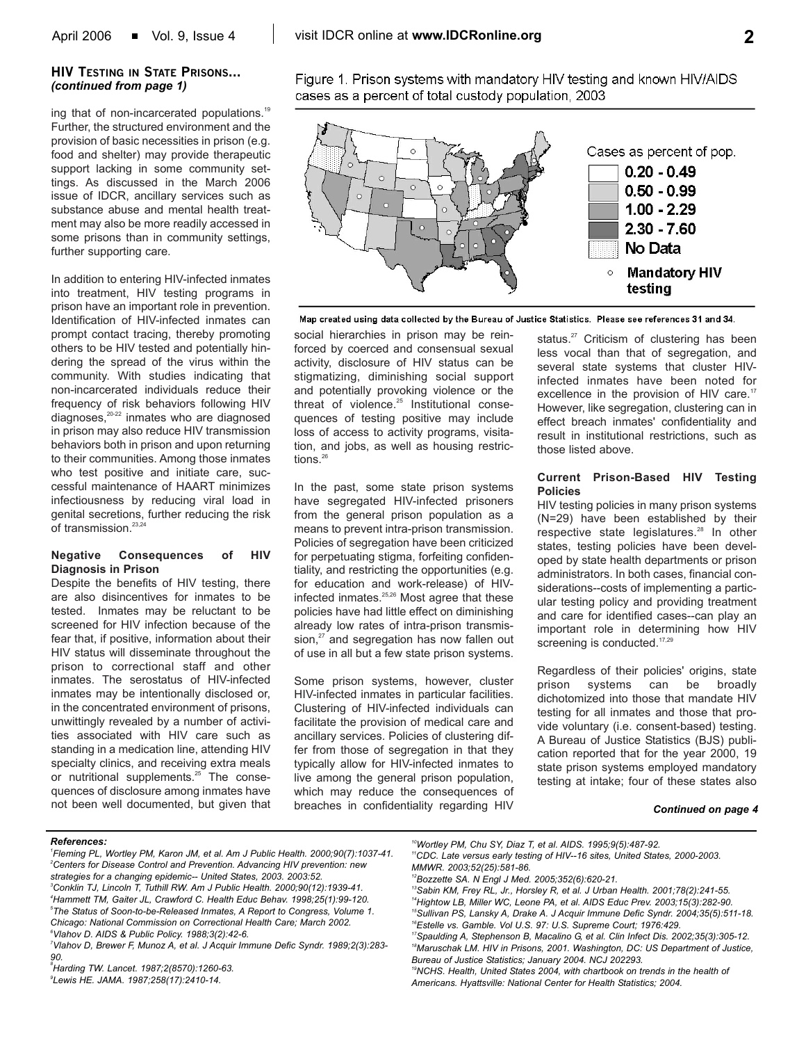### HIV Testing in State Prisons... *(continued from page 1)*

ing that of non-incarcerated populations.[19] Further, the structured environment and the provision of basic necessities in prison (e.g. food and shelter) may provide therapeutic support lacking in some community settings. As discussed in the March 2006 issue of IDCR, ancillary services such as substance abuse and mental health treatment may also be more readily accessed in some prisons than in community settings, further supporting care.

In addition to entering HIV-infected inmates into treatment, HIV testing programs in prison have an important role in prevention. Identification of HIV-infected inmates can prompt contact tracing, thereby promoting others to be HIV tested and potentially hindering the spread of the virus within the community. With studies indicating that non-incarcerated individuals reduce their frequency of risk behaviors following HIV diagnoses,[20-22] inmates who are diagnosed in prison may also reduce HIV transmission behaviors both in prison and upon returning to their communities. Among those inmates who test positive and initiate care, successful maintenance of HAART minimizes infectiousness by reducing viral load in genital secretions, further reducing the risk of transmission.[23,24]

#### Negative Consequences of HIV Diagnosis in Prison

Despite the benefits of HIV testing, there are also disincentives for inmates to be tested. Inmates may be reluctant to be screened for HIV infection because of the fear that, if positive, information about their HIV status will disseminate throughout the prison to correctional staff and other inmates. The serostatus of HIV-infected inmates may be intentionally disclosed or, in the concentrated environment of prisons, unwittingly revealed by a number of activities associated with HIV care such as standing in a medication line, attending HIV specialty clinics, and receiving extra meals or nutritional supplements.[25] The consequences of disclosure among inmates have not been well documented, but given that social hierarchies in prison may be reinforced by coerced and consensual sexual activity, disclosure of HIV status can be stigmatizing, diminishing social support and potentially provoking violence or the threat of violence.[25] Institutional consequences of testing positive may include loss of access to activity programs, visitation, and jobs, as well as housing restrictions.[26]

In the past, some state prison systems have segregated HIV-infected prisoners from the general prison population as a means to prevent intra-prison transmission. Policies of segregation have been criticized for perpetuating stigma, forfeiting confidentiality, and restricting the opportunities (e.g. for education and work-release) of HIV-infected inmates.[25,26] Most agree that these policies have had little effect on diminishing already low rates of intra-prison transmission,[27] and segregation has now fallen out of use in all but a few state prison systems.

Some prison systems, however, cluster HIV-infected inmates in particular facilities. Clustering of HIV-infected individuals can facilitate the provision of medical care and ancillary services. Policies of clustering differ from those of segregation in that they typically allow for HIV-infected inmates to live among the general prison population, which may reduce the consequences of breaches in confidentiality regarding HIV status.[27] Criticism of clustering has been less vocal than that of segregation, and several state systems that cluster HIV-infected inmates have been noted for excellence in the provision of HIV care.[17] However, like segregation, clustering can in effect breach inmates' confidentiality and result in institutional restrictions, such as those listed above.

Figure 1. Prison systems with mandatory HIV testing and known HIV/AIDS cases as a percent of total custody population, 2003

Cases as percent of pop.: 0.20 - 0.49; 0.50 - 0.99; 1.00 - 2.29; 2.30 - 7.60; No Data; ○ Mandatory HIV testing

Map created using data collected by the Bureau of Justice Statistics. Please see references 31 and 34.

#### Current Prison-Based HIV Testing Policies

HIV testing policies in many prison systems (N=29) have been established by their respective state legislatures.[28] In other states, testing policies have been developed by state health departments or prison administrators. In both cases, financial considerations--costs of implementing a particular testing policy and providing treatment and care for identified cases--can play an important role in determining how HIV screening is conducted.[17,29]

Regardless of their policies' origins, state prison systems can be broadly dichotomized into those that mandate HIV testing for all inmates and those that provide voluntary (i.e. consent-based) testing. A Bureau of Justice Statistics (BJS) publication reported that for the year 2000, 19 state prison systems employed mandatory testing at intake; four of these states also

***Continued on page 4***

---

***References:***

*[1]Fleming PL, Wortley PM, Karon JM, et al. Am J Public Health. 2000;90(7):1037-41.*
*[2]Centers for Disease Control and Prevention. Advancing HIV prevention: new strategies for a changing epidemic-- United States, 2003. 2003:52.*
*[3]Conklin TJ, Lincoln T, Tuthill RW. Am J Public Health. 2000;90(12):1939-41.*
*[4]Hammett TM, Gaiter JL, Crawford C. Health Educ Behav. 1998;25(1):99-120.*
*[5]The Status of Soon-to-be-Released Inmates, A Report to Congress, Volume 1. Chicago: National Commission on Correctional Health Care; March 2002.*
*[6]Vlahov D. AIDS & Public Policy. 1988;3(2):42-6.*
*[7]Vlahov D, Brewer F, Munoz A, et al. J Acquir Immune Defic Syndr. 1989;2(3):283-90.*
*[8]Harding TW. Lancet. 1987;2(8570):1260-63.*
*[9]Lewis HE. JAMA. 1987;258(17):2410-14.*
*[10]Wortley PM, Chu SY, Diaz T, et al. AIDS. 1995;9(5):487-92.*
*[11]CDC. Late versus early testing of HIV--16 sites, United States, 2000-2003. MMWR. 2003;52(25):581-86.*
*[12]Bozzette SA. N Engl J Med. 2005;352(6):620-21.*
*[13]Sabin KM, Frey RL, Jr., Horsley R, et al. J Urban Health. 2001;78(2):241-55.*
*[14]Hightow LB, Miller WC, Leone PA, et al. AIDS Educ Prev. 2003;15(3):282-90.*
*[15]Sullivan PS, Lansky A, Drake A. J Acquir Immune Defic Syndr. 2004;35(5):511-18.*
*[16]Estelle vs. Gamble. Vol U.S. 97: U.S. Supreme Court; 1976:429.*
*[17]Spaulding A, Stephenson B, Macalino G, et al. Clin Infect Dis. 2002;35(3):305-12.*
*[18]Maruschak LM. HIV in Prisons, 2001. Washington, DC: US Department of Justice, Bureau of Justice Statistics; January 2004. NCJ 202293.*
*[19]NCHS. Health, United States 2004, with chartbook on trends in the health of Americans. Hyattsville: National Center for Health Statistics; 2004.*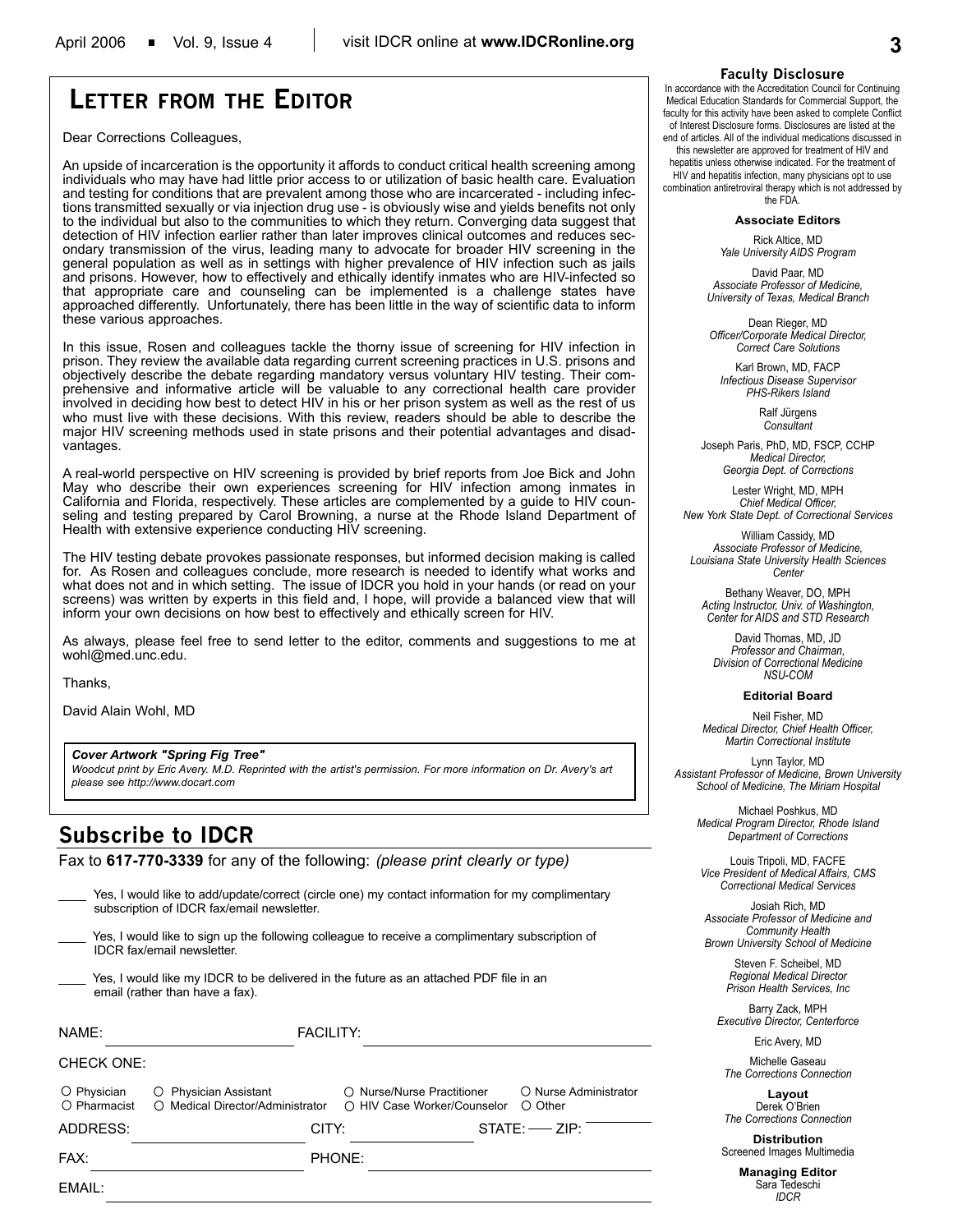# Letter from the Editor

Dear Corrections Colleagues,

An upside of incarceration is the opportunity it affords to conduct critical health screening among individuals who may have had little prior access to or utilization of basic health care. Evaluation and testing for conditions that are prevalent among those who are incarcerated - including infections transmitted sexually or via injection drug use - is obviously wise and yields benefits not only to the individual but also to the communities to which they return. Converging data suggest that detection of HIV infection earlier rather than later improves clinical outcomes and reduces secondary transmission of the virus, leading many to advocate for broader HIV screening in the general population as well as in settings with higher prevalence of HIV infection such as jails and prisons. However, how to effectively and ethically identify inmates who are HIV-infected so that appropriate care and counseling can be implemented is a challenge states have approached differently. Unfortunately, there has been little in the way of scientific data to inform these various approaches.

In this issue, Rosen and colleagues tackle the thorny issue of screening for HIV infection in prison. They review the available data regarding current screening practices in U.S. prisons and objectively describe the debate regarding mandatory versus voluntary HIV testing. Their comprehensive and informative article will be valuable to any correctional health care provider involved in deciding how best to detect HIV in his or her prison system as well as the rest of us who must live with these decisions. With this review, readers should be able to describe the major HIV screening methods used in state prisons and their potential advantages and disadvantages.

A real-world perspective on HIV screening is provided by brief reports from Joe Bick and John May who describe their own experiences screening for HIV infection among inmates in California and Florida, respectively. These articles are complemented by a guide to HIV counseling and testing prepared by Carol Browning, a nurse at the Rhode Island Department of Health with extensive experience conducting HIV screening.

The HIV testing debate provokes passionate responses, but informed decision making is called for. As Rosen and colleagues conclude, more research is needed to identify what works and what does not and in which setting. The issue of IDCR you hold in your hands (or read on your screens) was written by experts in this field and, I hope, will provide a balanced view that will inform your own decisions on how best to effectively and ethically screen for HIV.

As always, please feel free to send letter to the editor, comments and suggestions to me at wohl@med.unc.edu.

Thanks,

David Alain Wohl, MD

***Cover Artwork "Spring Fig Tree"***
*Woodcut print by Eric Avery. M.D. Reprinted with the artist's permission. For more information on Dr. Avery's art please see http://www.docart.com*

## Subscribe to IDCR

Fax to **617-770-3339** for any of the following: *(please print clearly or type)*

____ Yes, I would like to add/update/correct (circle one) my contact information for my complimentary subscription of IDCR fax/email newsletter.

____ Yes, I would like to sign up the following colleague to receive a complimentary subscription of IDCR fax/email newsletter.

____ Yes, I would like my IDCR to be delivered in the future as an attached PDF file in an email (rather than have a fax).

NAME: ____________ FACILITY: ____________

CHECK ONE:

○ Physician ○ Physician Assistant ○ Nurse/Nurse Practitioner ○ Nurse Administrator
○ Pharmacist ○ Medical Director/Administrator ○ HIV Case Worker/Counselor ○ Other

ADDRESS: ____________ CITY: ____________ STATE: ____ ZIP: ____________

FAX: ____________ PHONE: ____________

EMAIL: ____________

### Faculty Disclosure

In accordance with the Accreditation Council for Continuing Medical Education Standards for Commercial Support, the faculty for this activity have been asked to complete Conflict of Interest Disclosure forms. Disclosures are listed at the end of articles. All of the individual medications discussed in this newsletter are approved for treatment of HIV and hepatitis unless otherwise indicated. For the treatment of HIV and hepatitis infection, many physicians opt to use combination antiretroviral therapy which is not addressed by the FDA.

**Associate Editors**

Rick Altice, MD
*Yale University AIDS Program*

David Paar, MD
*Associate Professor of Medicine, University of Texas, Medical Branch*

Dean Rieger, MD
*Officer/Corporate Medical Director, Correct Care Solutions*

Karl Brown, MD, FACP
*Infectious Disease Supervisor PHS-Rikers Island*

Ralf Jürgens
*Consultant*

Joseph Paris, PhD, MD, FSCP, CCHP
*Medical Director, Georgia Dept. of Corrections*

Lester Wright, MD, MPH
*Chief Medical Officer, New York State Dept. of Correctional Services*

William Cassidy, MD
*Associate Professor of Medicine, Louisiana State University Health Sciences Center*

Bethany Weaver, DO, MPH
*Acting Instructor, Univ. of Washington, Center for AIDS and STD Research*

David Thomas, MD, JD
*Professor and Chairman, Division of Correctional Medicine NSU-COM*

**Editorial Board**

Neil Fisher, MD
*Medical Director, Chief Health Officer, Martin Correctional Institute*

Lynn Taylor, MD
*Assistant Professor of Medicine, Brown University School of Medicine, The Miriam Hospital*

Michael Poshkus, MD
*Medical Program Director, Rhode Island Department of Corrections*

Louis Tripoli, MD, FACFE
*Vice President of Medical Affairs, CMS Correctional Medical Services*

Josiah Rich, MD
*Associate Professor of Medicine and Community Health Brown University School of Medicine*

Steven F. Scheibel, MD
*Regional Medical Director Prison Health Services, Inc*

Barry Zack, MPH
*Executive Director, Centerforce*

Eric Avery, MD

Michelle Gaseau
*The Corrections Connection*

**Layout**
Derek O'Brien
*The Corrections Connection*

**Distribution**
Screened Images Multimedia

**Managing Editor**
Sara Tedeschi
*IDCR*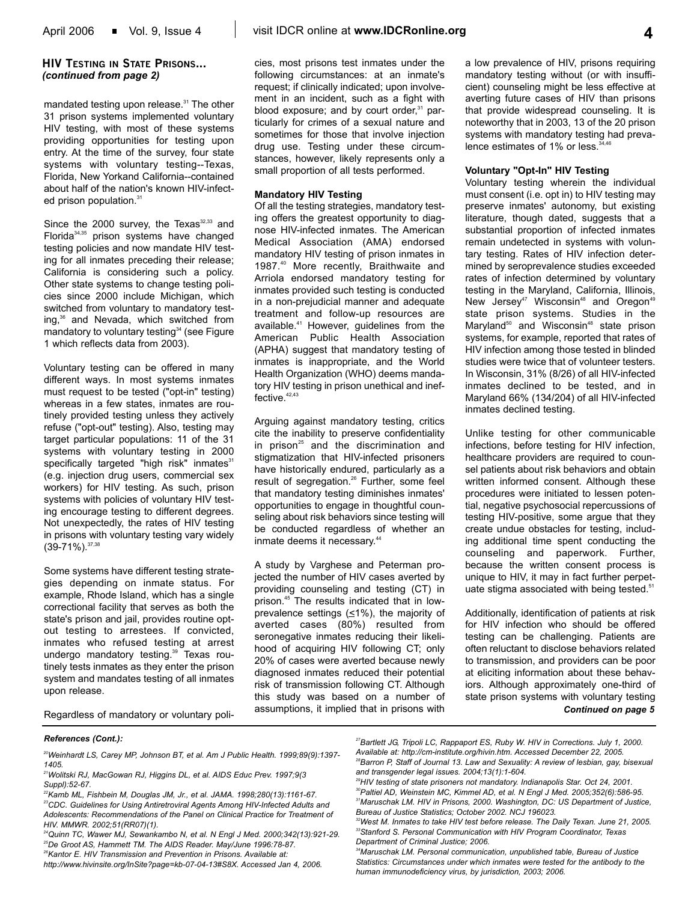## HIV Testing in State Prisons...
*(continued from page 2)*

mandated testing upon release.[31] The other 31 prison systems implemented voluntary HIV testing, with most of these systems providing opportunities for testing upon entry. At the time of the survey, four state systems with voluntary testing--Texas, Florida, New Yorkand California--contained about half of the nation's known HIV-infected prison population.[31]

Since the 2000 survey, the Texas[32,33] and Florida[34,35] prison systems have changed testing policies and now mandate HIV testing for all inmates preceding their release; California is considering such a policy. Other state systems to change testing policies since 2000 include Michigan, which switched from voluntary to mandatory testing,[36] and Nevada, which switched from mandatory to voluntary testing[34] (see Figure 1 which reflects data from 2003).

Voluntary testing can be offered in many different ways. In most systems inmates must request to be tested ("opt-in" testing) whereas in a few states, inmates are routinely provided testing unless they actively refuse ("opt-out" testing). Also, testing may target particular populations: 11 of the 31 systems with voluntary testing in 2000 specifically targeted "high risk" inmates[31] (e.g. injection drug users, commercial sex workers) for HIV testing. As such, prison systems with policies of voluntary HIV testing encourage testing to different degrees. Not unexpectedly, the rates of HIV testing in prisons with voluntary testing vary widely (39-71%).[37,38]

Some systems have different testing strategies depending on inmate status. For example, Rhode Island, which has a single correctional facility that serves as both the state's prison and jail, provides routine opt-out testing to arrestees. If convicted, inmates who refused testing at arrest undergo mandatory testing.[39] Texas routinely tests inmates as they enter the prison system and mandates testing of all inmates upon release.

Regardless of mandatory or voluntary policies, most prisons test inmates under the following circumstances: at an inmate's request; if clinically indicated; upon involvement in an incident, such as a fight with blood exposure; and by court order,[31] particularly for crimes of a sexual nature and sometimes for those that involve injection drug use. Testing under these circumstances, however, likely represents only a small proportion of all tests performed.

### Mandatory HIV Testing

Of all the testing strategies, mandatory testing offers the greatest opportunity to diagnose HIV-infected inmates. The American Medical Association (AMA) endorsed mandatory HIV testing of prison inmates in 1987.[40] More recently, Braithwaite and Arriola endorsed mandatory testing for inmates provided such testing is conducted in a non-prejudicial manner and adequate treatment and follow-up resources are available.[41] However, guidelines from the American Public Health Association (APHA) suggest that mandatory testing of inmates is inappropriate, and the World Health Organization (WHO) deems mandatory HIV testing in prison unethical and ineffective.[42,43]

Arguing against mandatory testing, critics cite the inability to preserve confidentiality in prison[25] and the discrimination and stigmatization that HIV-infected prisoners have historically endured, particularly as a result of segregation.[26] Further, some feel that mandatory testing diminishes inmates' opportunities to engage in thoughtful counseling about risk behaviors since testing will be conducted regardless of whether an inmate deems it necessary.[44]

A study by Varghese and Peterman projected the number of HIV cases averted by providing counseling and testing (CT) in prison.[45] The results indicated that in low-prevalence settings (≤1%), the majority of averted cases (80%) resulted from seronegative inmates reducing their likelihood of acquiring HIV following CT; only 20% of cases were averted because newly diagnosed inmates reduced their potential risk of transmission following CT. Although this study was based on a number of assumptions, it implied that in prisons with a low prevalence of HIV, prisons requiring mandatory testing without (or with insufficient) counseling might be less effective at averting future cases of HIV than prisons that provide widespread counseling. It is noteworthy that in 2003, 13 of the 20 prison systems with mandatory testing had prevalence estimates of 1% or less.[34,46]

### Voluntary "Opt-In" HIV Testing

Voluntary testing wherein the individual must consent (i.e. opt in) to HIV testing may preserve inmates' autonomy, but existing literature, though dated, suggests that a substantial proportion of infected inmates remain undetected in systems with voluntary testing. Rates of HIV infection determined by seroprevalence studies exceeded rates of infection determined by voluntary testing in the Maryland, California, Illinois, New Jersey[47] Wisconsin[48] and Oregon[49] state prison systems. Studies in the Maryland[50] and Wisconsin[48] state prison systems, for example, reported that rates of HIV infection among those tested in blinded studies were twice that of volunteer testers. In Wisconsin, 31% (8/26) of all HIV-infected inmates declined to be tested, and in Maryland 66% (134/204) of all HIV-infected inmates declined testing.

Unlike testing for other communicable infections, before testing for HIV infection, healthcare providers are required to counsel patients about risk behaviors and obtain written informed consent. Although these procedures were initiated to lessen potential, negative psychosocial repercussions of testing HIV-positive, some argue that they create undue obstacles for testing, including additional time spent conducting the counseling and paperwork. Further, because the written consent process is unique to HIV, it may in fact further perpetuate stigma associated with being tested.[51]

Additionally, identification of patients at risk for HIV infection who should be offered testing can be challenging. Patients are often reluctant to disclose behaviors related to transmission, and providers can be poor at eliciting information about these behaviors. Although approximately one-third of state prison systems with voluntary testing

*Continued on page 5*

---

***References (Cont.):***

*[20]Weinhardt LS, Carey MP, Johnson BT, et al. Am J Public Health. 1999;89(9):1397-1405.*

*[21]Wolitski RJ, MacGowan RJ, Higgins DL, et al. AIDS Educ Prev. 1997;9(3 Suppl):52-67.*

*[22]Kamb ML, Fishbein M, Douglas JM, Jr., et al. JAMA. 1998;280(13):1161-67.*

*[23]CDC. Guidelines for Using Antiretroviral Agents Among HIV-Infected Adults and Adolescents: Recommendations of the Panel on Clinical Practice for Treatment of HIV. MMWR. 2002;51(RR07)(1).*

*[24]Quinn TC, Wawer MJ, Sewankambo N, et al. N Engl J Med. 2000;342(13):921-29.*

*[25]De Groot AS, Hammett TM. The AIDS Reader. May/June 1996:78-87.*

*[26]Kantor E. HIV Transmission and Prevention in Prisons. Available at: http://www.hivinsite.org/InSite?page=kb-07-04-13#S8X. Accessed Jan 4, 2006.*

*[27]Bartlett JG, Tripoli LC, Rappaport ES, Ruby W. HIV in Corrections. July 1, 2000. Available at: http://cm-institute.org/hivin.htm. Accessed December 22, 2005.*

*[28]Barron P, Staff of Journal 13. Law and Sexuality: A review of lesbian, gay, bisexual and transgender legal issues. 2004;13(1):1-604.*

*[29]HIV testing of state prisoners not mandatory. Indianapolis Star. Oct 24, 2001.*

*[30]Paltiel AD, Weinstein MC, Kimmel AD, et al. N Engl J Med. 2005;352(6):586-95.*

*[31]Maruschak LM. HIV in Prisons, 2000. Washington, DC: US Department of Justice, Bureau of Justice Statistics; October 2002. NCJ 196023.*

*[32]West M. Inmates to take HIV test before release. The Daily Texan. June 21, 2005.*

*[33]Stanford S. Personal Communication with HIV Program Coordinator, Texas Department of Criminal Justice; 2006.*

*[34]Maruschak LM. Personal communication, unpublished table, Bureau of Justice Statistics: Circumstances under which inmates were tested for the antibody to the human immunodeficiency virus, by jurisdiction, 2003; 2006.*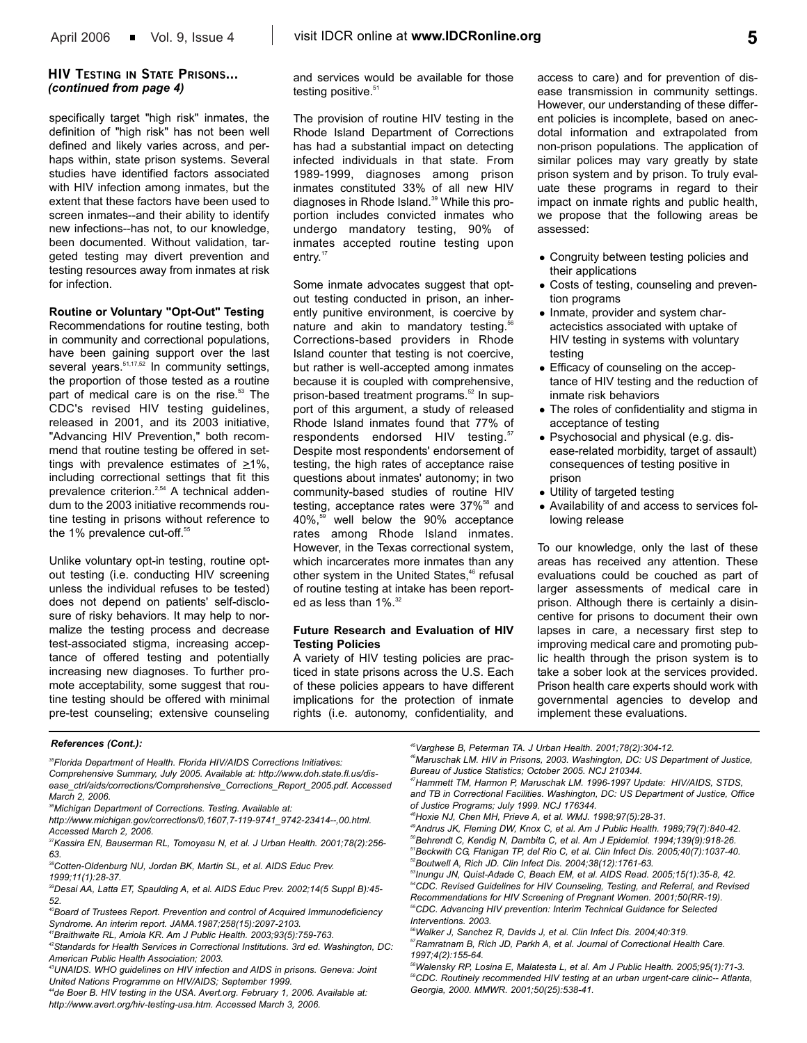### HIV Testing in State Prisons... *(continued from page 4)*

specifically target "high risk" inmates, the definition of "high risk" has not been well defined and likely varies across, and perhaps within, state prison systems. Several studies have identified factors associated with HIV infection among inmates, but the extent that these factors have been used to screen inmates--and their ability to identify new infections--has not, to our knowledge, been documented. Without validation, targeted testing may divert prevention and testing resources away from inmates at risk for infection.

**Routine or Voluntary "Opt-Out" Testing**

Recommendations for routine testing, both in community and correctional populations, have been gaining support over the last several years.[51,17,52] In community settings, the proportion of those tested as a routine part of medical care is on the rise.[53] The CDC's revised HIV testing guidelines, released in 2001, and its 2003 initiative, "Advancing HIV Prevention," both recommend that routine testing be offered in settings with prevalence estimates of $\geq$1%, including correctional settings that fit this prevalence criterion.[2,54] A technical addendum to the 2003 initiative recommends routine testing in prisons without reference to the 1% prevalence cut-off.[55]

Unlike voluntary opt-in testing, routine opt-out testing (i.e. conducting HIV screening unless the individual refuses to be tested) does not depend on patients' self-disclosure of risky behaviors. It may help to normalize the testing process and decrease test-associated stigma, increasing acceptance of offered testing and potentially increasing new diagnoses. To further promote acceptability, some suggest that routine testing should be offered with minimal pre-test counseling; extensive counseling and services would be available for those testing positive.[51]

The provision of routine HIV testing in the Rhode Island Department of Corrections has had a substantial impact on detecting infected individuals in that state. From 1989-1999, diagnoses among prison inmates constituted 33% of all new HIV diagnoses in Rhode Island.[39] While this proportion includes convicted inmates who undergo mandatory testing, 90% of inmates accepted routine testing upon entry.[17]

Some inmate advocates suggest that opt-out testing conducted in prison, an inherently punitive environment, is coercive by nature and akin to mandatory testing.[56] Corrections-based providers in Rhode Island counter that testing is not coercive, but rather is well-accepted among inmates because it is coupled with comprehensive, prison-based treatment programs.[52] In support of this argument, a study of released Rhode Island inmates found that 77% of respondents endorsed HIV testing.[57] Despite most respondents' endorsement of testing, the high rates of acceptance raise questions about inmates' autonomy; in two community-based studies of routine HIV testing, acceptance rates were 37%[58] and 40%,[59] well below the 90% acceptance rates among Rhode Island inmates. However, in the Texas correctional system, which incarcerates more inmates than any other system in the United States,[46] refusal of routine testing at intake has been reported as less than 1%.[32]

**Future Research and Evaluation of HIV Testing Policies**

A variety of HIV testing policies are practiced in state prisons across the U.S. Each of these policies appears to have different implications for the protection of inmate rights (i.e. autonomy, confidentiality, and access to care) and for prevention of disease transmission in community settings. However, our understanding of these different policies is incomplete, based on anecdotal information and extrapolated from non-prison populations. The application of similar polices may vary greatly by state prison system and by prison. To truly evaluate these programs in regard to their impact on inmate rights and public health, we propose that the following areas be assessed:

- Congruity between testing policies and their applications
- Costs of testing, counseling and prevention programs
- Inmate, provider and system charactecistics associated with uptake of HIV testing in systems with voluntary testing
- Efficacy of counseling on the acceptance of HIV testing and the reduction of inmate risk behaviors
- The roles of confidentiality and stigma in acceptance of testing
- Psychosocial and physical (e.g. disease-related morbidity, target of assault) consequences of testing positive in prison
- Utility of targeted testing
- Availability of and access to services following release

To our knowledge, only the last of these areas has received any attention. These evaluations could be couched as part of larger assessments of medical care in prison. Although there is certainly a disincentive for prisons to document their own lapses in care, a necessary first step to improving medical care and promoting public health through the prison system is to take a sober look at the services provided. Prison health care experts should work with governmental agencies to develop and implement these evaluations.

**References (Cont.):**

*35 Florida Department of Health. Florida HIV/AIDS Corrections Initiatives: Comprehensive Summary, July 2005. Available at: http://www.doh.state.fl.us/disease_ctrl/aids/corrections/Comprehensive_Corrections_Report_2005.pdf. Accessed March 2, 2006.*

*36 Michigan Department of Corrections. Testing. Available at: http://www.michigan.gov/corrections/0,1607,7-119-9741_9742-23414--,00.html. Accessed March 2, 2006.*

*37 Kassira EN, Bauserman RL, Tomoyasu N, et al. J Urban Health. 2001;78(2):256-63.*

*38 Cotten-Oldenburg NU, Jordan BK, Martin SL, et al. AIDS Educ Prev. 1999;11(1):28-37.*

*39 Desai AA, Latta ET, Spaulding A, et al. AIDS Educ Prev. 2002;14(5 Suppl B):45-52.*

*40 Board of Trustees Report. Prevention and control of Acquired Immunodeficiency Syndrome. An interim report. JAMA.1987;258(15):2097-2103.*

*41 Braithwaite RL, Arriola KR. Am J Public Health. 2003;93(5):759-763.*

*42 Standards for Health Services in Correctional Institutions. 3rd ed. Washington, DC: American Public Health Association; 2003.*

*43 UNAIDS. WHO guidelines on HIV infection and AIDS in prisons. Geneva: Joint United Nations Programme on HIV/AIDS; September 1999.*

*44 de Boer B. HIV testing in the USA. Avert.org. February 1, 2006. Available at: http://www.avert.org/hiv-testing-usa.htm. Accessed March 3, 2006.*

*45 Varghese B, Peterman TA. J Urban Health. 2001;78(2):304-12.*

*46 Maruschak LM. HIV in Prisons, 2003. Washington, DC: US Department of Justice, Bureau of Justice Statistics; October 2005. NCJ 210344.*

*47 Hammett TM, Harmon P, Maruschak LM. 1996-1997 Update: HIV/AIDS, STDS, and TB in Correctional Facilities. Washington, DC: US Department of Justice, Office of Justice Programs; July 1999. NCJ 176344.*

*48 Hoxie NJ, Chen MH, Prieve A, et al. WMJ. 1998;97(5):28-31.*

*49 Andrus JK, Fleming DW, Knox C, et al. Am J Public Health. 1989;79(7):840-42.*

*50 Behrendt C, Kendig N, Dambita C, et al. Am J Epidemiol. 1994;139(9):918-26.*

*51 Beckwith CG, Flanigan TP, del Rio C, et al. Clin Infect Dis. 2005;40(7):1037-40.*

*52 Boutwell A, Rich JD. Clin Infect Dis. 2004;38(12):1761-63.*

*53 Inungu JN, Quist-Adade C, Beach EM, et al. AIDS Read. 2005;15(1):35-8, 42.*

*54 CDC. Revised Guidelines for HIV Counseling, Testing, and Referral, and Revised Recommendations for HIV Screening of Pregnant Women. 2001;50(RR-19).*

*55 CDC. Advancing HIV prevention: Interim Technical Guidance for Selected Interventions. 2003.*

*56 Walker J, Sanchez R, Davids J, et al. Clin Infect Dis. 2004;40:319.*

*57 Ramratnam B, Rich JD, Parkh A, et al. Journal of Correctional Health Care. 1997;4(2):155-64.*

*58 Walensky RP, Losina E, Malatesta L, et al. Am J Public Health. 2005;95(1):71-3.*

*59 CDC. Routinely recommended HIV testing at an urban urgent-care clinic-- Atlanta, Georgia, 2000. MMWR. 2001;50(25):538-41.*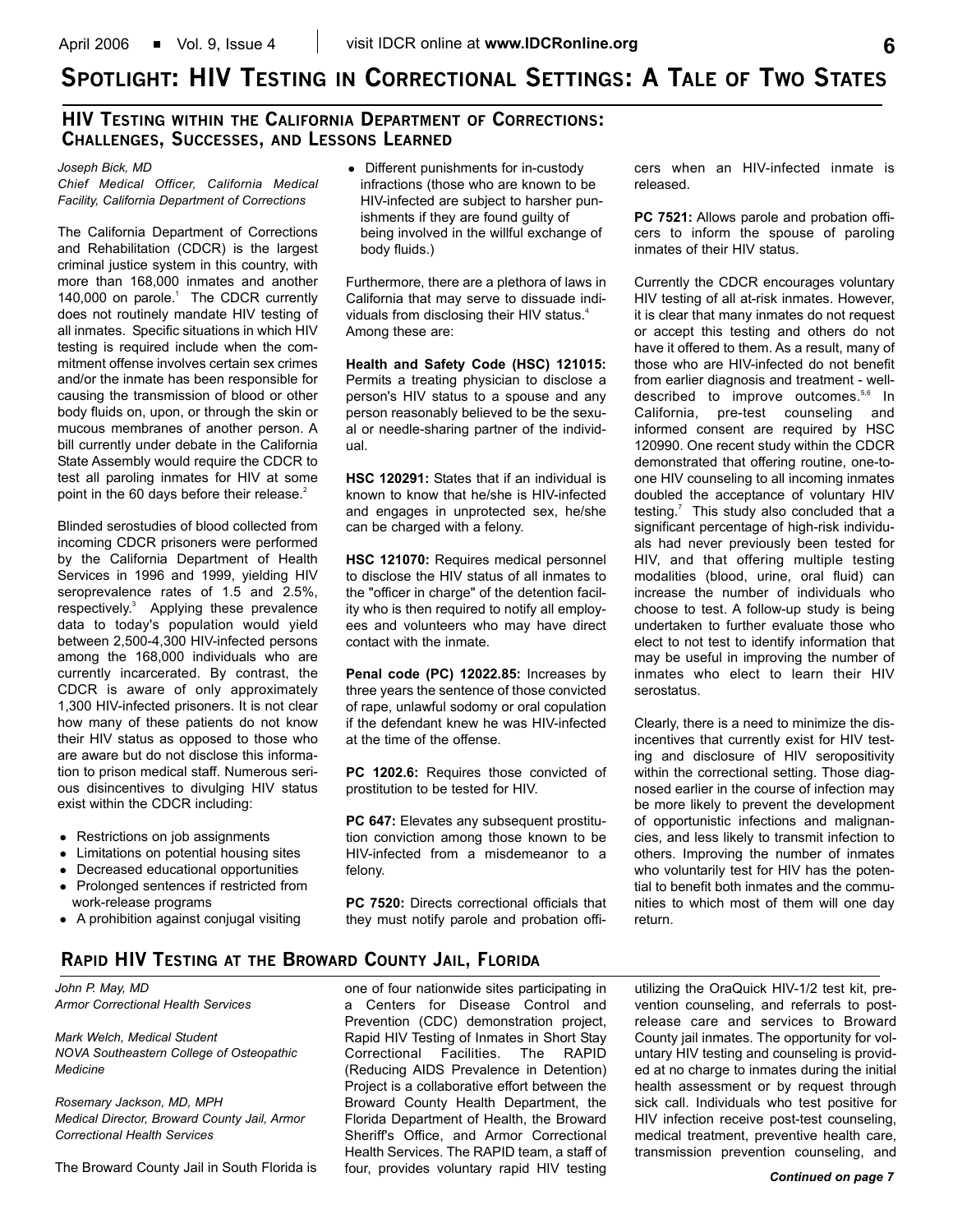# Spotlight: HIV Testing in Correctional Settings: A Tale of Two States

## HIV Testing within the California Department of Corrections: Challenges, Successes, and Lessons Learned

*Joseph Bick, MD*
*Chief Medical Officer, California Medical Facility, California Department of Corrections*

The California Department of Corrections and Rehabilitation (CDCR) is the largest criminal justice system in this country, with more than 168,000 inmates and another 140,000 on parole.[1] The CDCR currently does not routinely mandate HIV testing of all inmates. Specific situations in which HIV testing is required include when the commitment offense involves certain sex crimes and/or the inmate has been responsible for causing the transmission of blood or other body fluids on, upon, or through the skin or mucous membranes of another person. A bill currently under debate in the California State Assembly would require the CDCR to test all paroling inmates for HIV at some point in the 60 days before their release.[2]

Blinded serostudies of blood collected from incoming CDCR prisoners were performed by the California Department of Health Services in 1996 and 1999, yielding HIV seroprevalence rates of 1.5 and 2.5%, respectively.[3] Applying these prevalence data to today's population would yield between 2,500-4,300 HIV-infected persons among the 168,000 individuals who are currently incarcerated. By contrast, the CDCR is aware of only approximately 1,300 HIV-infected prisoners. It is not clear how many of these patients do not know their HIV status as opposed to those who are aware but do not disclose this information to prison medical staff. Numerous serious disincentives to divulging HIV status exist within the CDCR including:

- Restrictions on job assignments
- Limitations on potential housing sites
- Decreased educational opportunities
- Prolonged sentences if restricted from work-release programs
- A prohibition against conjugal visiting
- Different punishments for in-custody infractions (those who are known to be HIV-infected are subject to harsher punishments if they are found guilty of being involved in the willful exchange of body fluids.)

Furthermore, there are a plethora of laws in California that may serve to dissuade individuals from disclosing their HIV status.[4] Among these are:

**Health and Safety Code (HSC) 121015:** Permits a treating physician to disclose a person's HIV status to a spouse and any person reasonably believed to be the sexual or needle-sharing partner of the individual.

**HSC 120291:** States that if an individual is known to know that he/she is HIV-infected and engages in unprotected sex, he/she can be charged with a felony.

**HSC 121070:** Requires medical personnel to disclose the HIV status of all inmates to the "officer in charge" of the detention facility who is then required to notify all employees and volunteers who may have direct contact with the inmate.

**Penal code (PC) 12022.85:** Increases by three years the sentence of those convicted of rape, unlawful sodomy or oral copulation if the defendant knew he was HIV-infected at the time of the offense.

**PC 1202.6:** Requires those convicted of prostitution to be tested for HIV.

**PC 647:** Elevates any subsequent prostitution conviction among those known to be HIV-infected from a misdemeanor to a felony.

**PC 7520:** Directs correctional officials that they must notify parole and probation officers when an HIV-infected inmate is released.

**PC 7521:** Allows parole and probation officers to inform the spouse of paroling inmates of their HIV status.

Currently the CDCR encourages voluntary HIV testing of all at-risk inmates. However, it is clear that many inmates do not request or accept this testing and others do not have it offered to them. As a result, many of those who are HIV-infected do not benefit from earlier diagnosis and treatment - well-described to improve outcomes.[5,6] In California, pre-test counseling and informed consent are required by HSC 120990. One recent study within the CDCR demonstrated that offering routine, one-to-one HIV counseling to all incoming inmates doubled the acceptance of voluntary HIV testing.[7] This study also concluded that a significant percentage of high-risk individuals had never previously been tested for HIV, and that offering multiple testing modalities (blood, urine, oral fluid) can increase the number of individuals who choose to test. A follow-up study is being undertaken to further evaluate those who elect to not test to identify information that may be useful in improving the number of inmates who elect to learn their HIV serostatus.

Clearly, there is a need to minimize the disincentives that currently exist for HIV testing and disclosure of HIV seropositivity within the correctional setting. Those diagnosed earlier in the course of infection may be more likely to prevent the development of opportunistic infections and malignancies, and less likely to transmit infection to others. Improving the number of inmates who voluntarily test for HIV has the potential to benefit both inmates and the communities to which most of them will one day return.

## Rapid HIV Testing at the Broward County Jail, Florida

*John P. May, MD*
*Armor Correctional Health Services*

*Mark Welch, Medical Student*
*NOVA Southeastern College of Osteopathic Medicine*

*Rosemary Jackson, MD, MPH*
*Medical Director, Broward County Jail, Armor Correctional Health Services*

The Broward County Jail in South Florida is one of four nationwide sites participating in a Centers for Disease Control and Prevention (CDC) demonstration project, Rapid HIV Testing of Inmates in Short Stay Correctional Facilities. The RAPID (Reducing AIDS Prevalence in Detention) Project is a collaborative effort between the Broward County Health Department, the Florida Department of Health, the Broward Sheriff's Office, and Armor Correctional Health Services. The RAPID team, a staff of four, provides voluntary rapid HIV testing utilizing the OraQuick HIV-1/2 test kit, prevention counseling, and referrals to post-release care and services to Broward County jail inmates. The opportunity for voluntary HIV testing and counseling is provided at no charge to inmates during the initial health assessment or by request through sick call. Individuals who test positive for HIV infection receive post-test counseling, medical treatment, preventive health care, transmission prevention counseling, and

*Continued on page 7*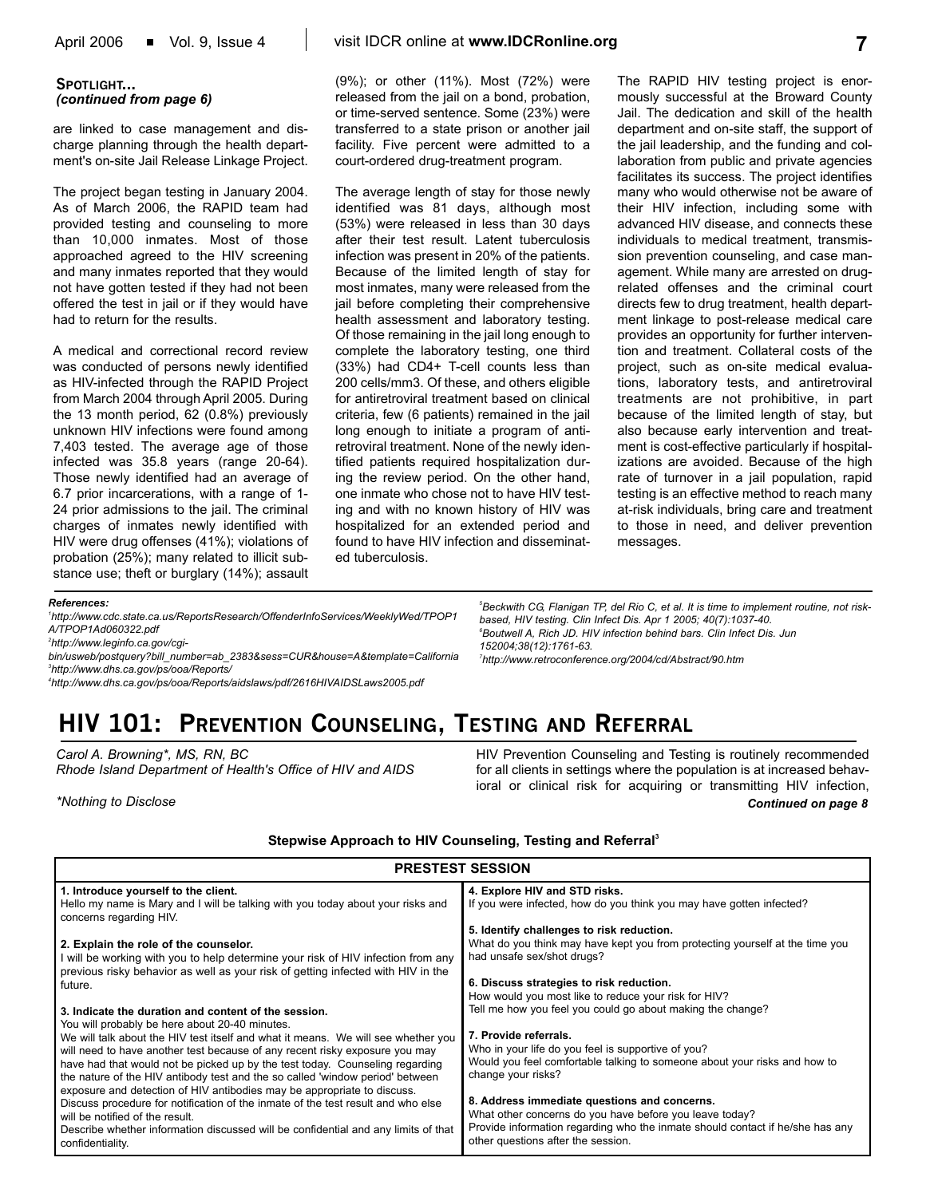**SPOTLIGHT...**
*(continued from page 6)*

are linked to case management and discharge planning through the health department's on-site Jail Release Linkage Project.

The project began testing in January 2004. As of March 2006, the RAPID team had provided testing and counseling to more than 10,000 inmates. Most of those approached agreed to the HIV screening and many inmates reported that they would not have gotten tested if they had not been offered the test in jail or if they would have had to return for the results.

A medical and correctional record review was conducted of persons newly identified as HIV-infected through the RAPID Project from March 2004 through April 2005. During the 13 month period, 62 (0.8%) previously unknown HIV infections were found among 7,403 tested. The average age of those infected was 35.8 years (range 20-64). Those newly identified had an average of 6.7 prior incarcerations, with a range of 1-24 prior admissions to the jail. The criminal charges of inmates newly identified with HIV were drug offenses (41%); violations of probation (25%); many related to illicit substance use; theft or burglary (14%); assault (9%); or other (11%). Most (72%) were released from the jail on a bond, probation, or time-served sentence. Some (23%) were transferred to a state prison or another jail facility. Five percent were admitted to a court-ordered drug-treatment program.

The average length of stay for those newly identified was 81 days, although most (53%) were released in less than 30 days after their test result. Latent tuberculosis infection was present in 20% of the patients. Because of the limited length of stay for most inmates, many were released from the jail before completing their comprehensive health assessment and laboratory testing. Of those remaining in the jail long enough to complete the laboratory testing, one third (33%) had CD4+ T-cell counts less than 200 cells/mm3. Of these, and others eligible for antiretroviral treatment based on clinical criteria, few (6 patients) remained in the jail long enough to initiate a program of antiretroviral treatment. None of the newly identified patients required hospitalization during the review period. On the other hand, one inmate who chose not to have HIV testing and with no known history of HIV was hospitalized for an extended period and found to have HIV infection and disseminated tuberculosis.

The RAPID HIV testing project is enormously successful at the Broward County Jail. The dedication and skill of the health department and on-site staff, the support of the jail leadership, and the funding and collaboration from public and private agencies facilitates its success. The project identifies many who would otherwise not be aware of their HIV infection, including some with advanced HIV disease, and connects these individuals to medical treatment, transmission prevention counseling, and case management. While many are arrested on drug-related offenses and the criminal court directs few to drug treatment, health department linkage to post-release medical care provides an opportunity for further intervention and treatment. Collateral costs of the project, such as on-site medical evaluations, laboratory tests, and antiretroviral treatments are not prohibitive, in part because of the limited length of stay, but also because early intervention and treatment is cost-effective particularly if hospitalizations are avoided. Because of the high rate of turnover in a jail population, rapid testing is an effective method to reach many at-risk individuals, bring care and treatment to those in need, and deliver prevention messages.

***References:***

[1]*http://www.cdc.state.ca.us/ReportsResearch/OffenderInfoServices/WeeklyWed/TPOP1A/TPOP1Ad060322.pdf*
[2]*http://www.leginfo.ca.gov/cgi-bin/usweb/postquery?bill_number=ab_2383&sess=CUR&house=A&template=California*
[3]*http://www.dhs.ca.gov/ps/ooa/Reports/*
[4]*http://www.dhs.ca.gov/ps/ooa/Reports/aidslaws/pdf/2616HIVAIDSLaws2005.pdf*
[5]*Beckwith CG, Flanigan TP, del Rio C, et al. It is time to implement routine, not risk-based, HIV testing. Clin Infect Dis. Apr 1 2005; 40(7):1037-40.*
[6]*Boutwell A, Rich JD. HIV infection behind bars. Clin Infect Dis. Jun 152004;38(12):1761-63.*
[7]*http://www.retroconference.org/2004/cd/Abstract/90.htm*

# HIV 101: Prevention Counseling, Testing and Referral

*Carol A. Browning\*, MS, RN, BC*
*Rhode Island Department of Health's Office of HIV and AIDS*

*\*Nothing to Disclose*

HIV Prevention Counseling and Testing is routinely recommended for all clients in settings where the population is at increased behavioral or clinical risk for acquiring or transmitting HIV infection, ***Continued on page 8***

**Stepwise Approach to HIV Counseling, Testing and Referral[3]**

| PRESTEST SESSION | |
|---|---|
| **1. Introduce yourself to the client.**<br>Hello my name is Mary and I will be talking with you today about your risks and concerns regarding HIV.<br><br>**2. Explain the role of the counselor.**<br>I will be working with you to help determine your risk of HIV infection from any previous risky behavior as well as your risk of getting infected with HIV in the future.<br><br>**3. Indicate the duration and content of the session.**<br>You will probably be here about 20-40 minutes.<br>We will talk about the HIV test itself and what it means. We will see whether you will need to have another test because of any recent risky exposure you may have had that would not be picked up by the test today. Counseling regarding the nature of the HIV antibody test and the so called 'window period' between exposure and detection of HIV antibodies may be appropriate to discuss.<br>Discuss procedure for notification of the inmate of the test result and who else will be notified of the result.<br>Describe whether information discussed will be confidential and any limits of that confidentiality. | **4. Explore HIV and STD risks.**<br>If you were infected, how do you think you may have gotten infected?<br><br>**5. Identify challenges to risk reduction.**<br>What do you think may have kept you from protecting yourself at the time you had unsafe sex/shot drugs?<br><br>**6. Discuss strategies to risk reduction.**<br>How would you most like to reduce your risk for HIV?<br>Tell me how you feel you could go about making the change?<br><br>**7. Provide referrals.**<br>Who in your life do you feel is supportive of you?<br>Would you feel comfortable talking to someone about your risks and how to change your risks?<br><br>**8. Address immediate questions and concerns.**<br>What other concerns do you have before you leave today?<br>Provide information regarding who the inmate should contact if he/she has any other questions after the session. |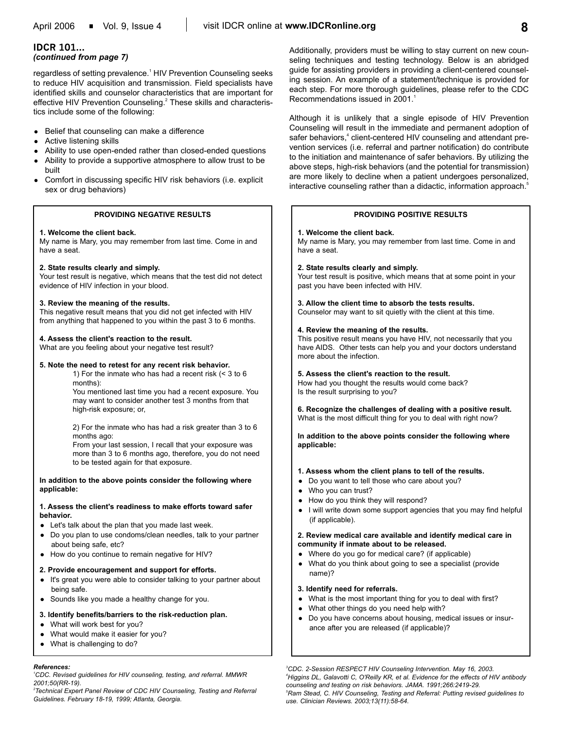## IDCR 101...
*(continued from page 7)*

regardless of setting prevalence.[1] HIV Prevention Counseling seeks to reduce HIV acquisition and transmission. Field specialists have identified skills and counselor characteristics that are important for effective HIV Prevention Counseling.[2] These skills and characteristics include some of the following:

- Belief that counseling can make a difference
- Active listening skills
- Ability to use open-ended rather than closed-ended questions
- Ability to provide a supportive atmosphere to allow trust to be built
- Comfort in discussing specific HIV risk behaviors (i.e. explicit sex or drug behaviors)

Additionally, providers must be willing to stay current on new counseling techniques and testing technology. Below is an abridged guide for assisting providers in providing a client-centered counseling session. An example of a statement/technique is provided for each step. For more thorough guidelines, please refer to the CDC Recommendations issued in 2001.[1]

Although it is unlikely that a single episode of HIV Prevention Counseling will result in the immediate and permanent adoption of safer behaviors,[4] client-centered HIV counseling and attendant prevention services (i.e. referral and partner notification) do contribute to the initiation and maintenance of safer behaviors. By utilizing the above steps, high-risk behaviors (and the potential for transmission) are more likely to decline when a patient undergoes personalized, interactive counseling rather than a didactic, information approach.[5]

### PROVIDING NEGATIVE RESULTS

**1. Welcome the client back.**
My name is Mary, you may remember from last time. Come in and have a seat.

**2. State results clearly and simply.**
Your test result is negative, which means that the test did not detect evidence of HIV infection in your blood.

**3. Review the meaning of the results.**
This negative result means that you did not get infected with HIV from anything that happened to you within the past 3 to 6 months.

**4. Assess the client's reaction to the result.**
What are you feeling about your negative test result?

**5. Note the need to retest for any recent risk behavior.**

1) For the inmate who has had a recent risk (< 3 to 6 months):
You mentioned last time you had a recent exposure. You may want to consider another test 3 months from that high-risk exposure; or,

2) For the inmate who has had a risk greater than 3 to 6 months ago:
From your last session, I recall that your exposure was more than 3 to 6 months ago, therefore, you do not need to be tested again for that exposure.

**In addition to the above points consider the following where applicable:**

**1. Assess the client's readiness to make efforts toward safer behavior.**
- Let's talk about the plan that you made last week.
- Do you plan to use condoms/clean needles, talk to your partner about being safe, etc?
- How do you continue to remain negative for HIV?

**2. Provide encouragement and support for efforts.**
- It's great you were able to consider talking to your partner about being safe.
- Sounds like you made a healthy change for you.

**3. Identify benefits/barriers to the risk-reduction plan.**
- What will work best for you?
- What would make it easier for you?
- What is challenging to do?

### PROVIDING POSITIVE RESULTS

**1. Welcome the client back.**
My name is Mary, you may remember from last time. Come in and have a seat.

**2. State results clearly and simply.**
Your test result is positive, which means that at some point in your past you have been infected with HIV.

**3. Allow the client time to absorb the tests results.**
Counselor may want to sit quietly with the client at this time.

**4. Review the meaning of the results.**
This positive result means you have HIV, not necessarily that you have AIDS. Other tests can help you and your doctors understand more about the infection.

**5. Assess the client's reaction to the result.**
How had you thought the results would come back?
Is the result surprising to you?

**6. Recognize the challenges of dealing with a positive result.**
What is the most difficult thing for you to deal with right now?

**In addition to the above points consider the following where applicable:**

**1. Assess whom the client plans to tell of the results.**
- Do you want to tell those who care about you?
- Who you can trust?
- How do you think they will respond?
- I will write down some support agencies that you may find helpful (if applicable).

**2. Review medical care available and identify medical care in community if inmate about to be released.**
- Where do you go for medical care? (if applicable)
- What do you think about going to see a specialist (provide name)?

**3. Identify need for referrals.**
- What is the most important thing for you to deal with first?
- What other things do you need help with?
- Do you have concerns about housing, medical issues or insurance after you are released (if applicable)?

***References:***

*[1] CDC. Revised guidelines for HIV counseling, testing, and referral. MMWR 2001;50(RR-19).*

*[2] Technical Expert Panel Review of CDC HIV Counseling, Testing and Referral Guidelines. February 18-19, 1999; Atlanta, Georgia.*

*[3] CDC. 2-Session RESPECT HIV Counseling Intervention. May 16, 2003.*

*[4] Higgins DL, Galavotti C, O'Reilly KR, et al. Evidence for the effects of HIV antibody counseling and testing on risk behaviors. JAMA. 1991;266:2419-29.*

*[5] Ram Stead, C. HIV Counseling, Testing and Referral: Putting revised guidelines to use. Clinician Reviews. 2003;13(11):58-64.*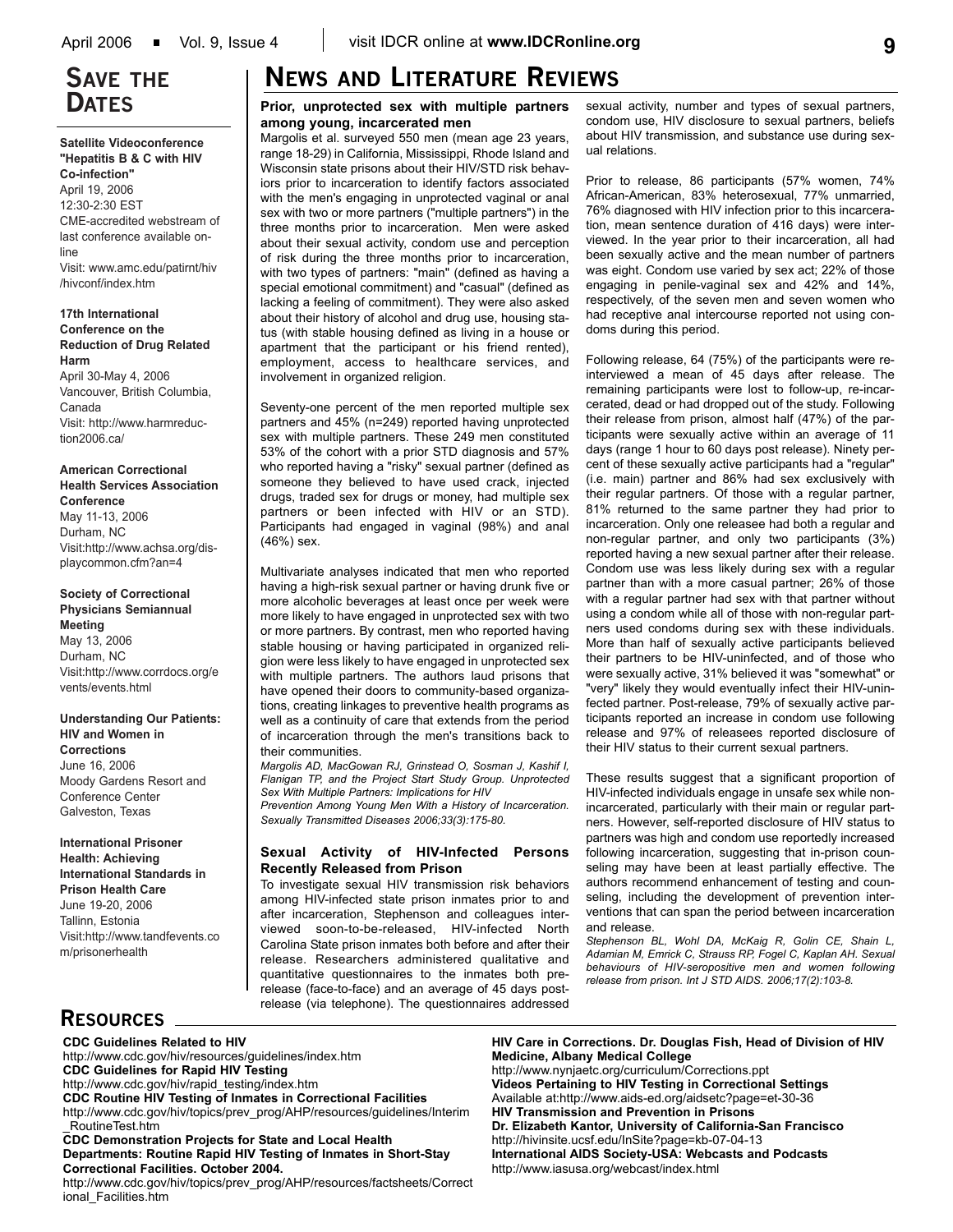## Save the Dates

**Satellite Videoconference "Hepatitis B & C with HIV Co-infection"**
April 19, 2006
12:30-2:30 EST
CME-accredited webstream of last conference available online
Visit: www.amc.edu/patirnt/hiv/hivconf/index.htm

**17th International Conference on the Reduction of Drug Related Harm**
April 30-May 4, 2006
Vancouver, British Columbia, Canada
Visit: http://www.harmreduction2006.ca/

**American Correctional Health Services Association Conference**
May 11-13, 2006
Durham, NC
Visit:http://www.achsa.org/displaycommon.cfm?an=4

**Society of Correctional Physicians Semiannual Meeting**
May 13, 2006
Durham, NC
Visit:http://www.corrdocs.org/events/events.html

**Understanding Our Patients: HIV and Women in Corrections**
June 16, 2006
Moody Gardens Resort and Conference Center
Galveston, Texas

**International Prisoner Health: Achieving International Standards in Prison Health Care**
June 19-20, 2006
Tallinn, Estonia
Visit:http://www.tandfevents.com/prisonerhealth

## News and Literature Reviews

### Prior, unprotected sex with multiple partners among young, incarcerated men

Margolis et al. surveyed 550 men (mean age 23 years, range 18-29) in California, Mississippi, Rhode Island and Wisconsin state prisons about their HIV/STD risk behaviors prior to incarceration to identify factors associated with the men's engaging in unprotected vaginal or anal sex with two or more partners ("multiple partners") in the three months prior to incarceration. Men were asked about their sexual activity, condom use and perception of risk during the three months prior to incarceration, with two types of partners: "main" (defined as having a special emotional commitment) and "casual" (defined as lacking a feeling of commitment). They were also asked about their history of alcohol and drug use, housing status (with stable housing defined as living in a house or apartment that the participant or his friend rented), employment, access to healthcare services, and involvement in organized religion.

Seventy-one percent of the men reported multiple sex partners and 45% (n=249) reported having unprotected sex with multiple partners. These 249 men constituted 53% of the cohort with a prior STD diagnosis and 57% who reported having a "risky" sexual partner (defined as someone they believed to have used crack, injected drugs, traded sex for drugs or money, had multiple sex partners or been infected with HIV or an STD). Participants had engaged in vaginal (98%) and anal (46%) sex.

Multivariate analyses indicated that men who reported having a high-risk sexual partner or having drunk five or more alcoholic beverages at least once per week were more likely to have engaged in unprotected sex with two or more partners. By contrast, men who reported having stable housing or having participated in organized religion were less likely to have engaged in unprotected sex with multiple partners. The authors laud prisons that have opened their doors to community-based organizations, creating linkages to preventive health programs as well as a continuity of care that extends from the period of incarceration through the men's transitions back to their communities.

*Margolis AD, MacGowan RJ, Grinstead O, Sosman J, Kashif I, Flanigan TP, and the Project Start Study Group. Unprotected Sex With Multiple Partners: Implications for HIV Prevention Among Young Men With a History of Incarceration. Sexually Transmitted Diseases 2006;33(3):175-80.*

### Sexual Activity of HIV-Infected Persons Recently Released from Prison

To investigate sexual HIV transmission risk behaviors among HIV-infected state prison inmates prior to and after incarceration, Stephenson and colleagues interviewed soon-to-be-released, HIV-infected North Carolina State prison inmates both before and after their release. Researchers administered qualitative and quantitative questionnaires to the inmates both pre-release (face-to-face) and an average of 45 days post-release (via telephone). The questionnaires addressed sexual activity, number and types of sexual partners, condom use, HIV disclosure to sexual partners, beliefs about HIV transmission, and substance use during sexual relations.

Prior to release, 86 participants (57% women, 74% African-American, 83% heterosexual, 77% unmarried, 76% diagnosed with HIV infection prior to this incarceration, mean sentence duration of 416 days) were interviewed. In the year prior to their incarceration, all had been sexually active and the mean number of partners was eight. Condom use varied by sex act; 22% of those engaging in penile-vaginal sex and 42% and 14%, respectively, of the seven men and seven women who had receptive anal intercourse reported not using condoms during this period.

Following release, 64 (75%) of the participants were re-interviewed a mean of 45 days after release. The remaining participants were lost to follow-up, re-incarcerated, dead or had dropped out of the study. Following their release from prison, almost half (47%) of the participants were sexually active within an average of 11 days (range 1 hour to 60 days post release). Ninety percent of these sexually active participants had a "regular" (i.e. main) partner and 86% had sex exclusively with their regular partners. Of those with a regular partner, 81% returned to the same partner they had prior to incarceration. Only one releasee had both a regular and non-regular partner, and only two participants (3%) reported having a new sexual partner after their release. Condom use was less likely during sex with a regular partner than with a more casual partner; 26% of those with a regular partner had sex with that partner without using a condom while all of those with non-regular partners used condoms during sex with these individuals. More than half of sexually active participants believed their partners to be HIV-uninfected, and of those who were sexually active, 31% believed it was "somewhat" or "very" likely they would eventually infect their HIV-uninfected partner. Post-release, 79% of sexually active participants reported an increase in condom use following release and 97% of releasees reported disclosure of their HIV status to their current sexual partners.

These results suggest that a significant proportion of HIV-infected individuals engage in unsafe sex while non-incarcerated, particularly with their main or regular partners. However, self-reported disclosure of HIV status to partners was high and condom use reportedly increased following incarceration, suggesting that in-prison counseling may have been at least partially effective. The authors recommend enhancement of testing and counseling, including the development of prevention interventions that can span the period between incarceration and release.

*Stephenson BL, Wohl DA, McKaig R, Golin CE, Shain L, Adamian M, Emrick C, Strauss RP, Fogel C, Kaplan AH. Sexual behaviours of HIV-seropositive men and women following release from prison. Int J STD AIDS. 2006;17(2):103-8.*

## Resources

**CDC Guidelines Related to HIV**
http://www.cdc.gov/hiv/resources/guidelines/index.htm
**CDC Guidelines for Rapid HIV Testing**
http://www.cdc.gov/hiv/rapid_testing/index.htm
**CDC Routine HIV Testing of Inmates in Correctional Facilities**
http://www.cdc.gov/hiv/topics/prev_prog/AHP/resources/guidelines/Interim_RoutineTest.htm
**CDC Demonstration Projects for State and Local Health Departments: Routine Rapid HIV Testing of Inmates in Short-Stay Correctional Facilities. October 2004.**
http://www.cdc.gov/hiv/topics/prev_prog/AHP/resources/factsheets/Correctional_Facilities.htm
**HIV Care in Corrections. Dr. Douglas Fish, Head of Division of HIV Medicine, Albany Medical College**
http://www.nynjaetc.org/curriculum/Corrections.ppt
**Videos Pertaining to HIV Testing in Correctional Settings**
Available at:http://www.aids-ed.org/aidsetc?page=et-30-36
**HIV Transmission and Prevention in Prisons**
**Dr. Elizabeth Kantor, University of California-San Francisco**
http://hivinsite.ucsf.edu/InSite?page=kb-07-04-13
**International AIDS Society-USA: Webcasts and Podcasts**
http://www.iasusa.org/webcast/index.html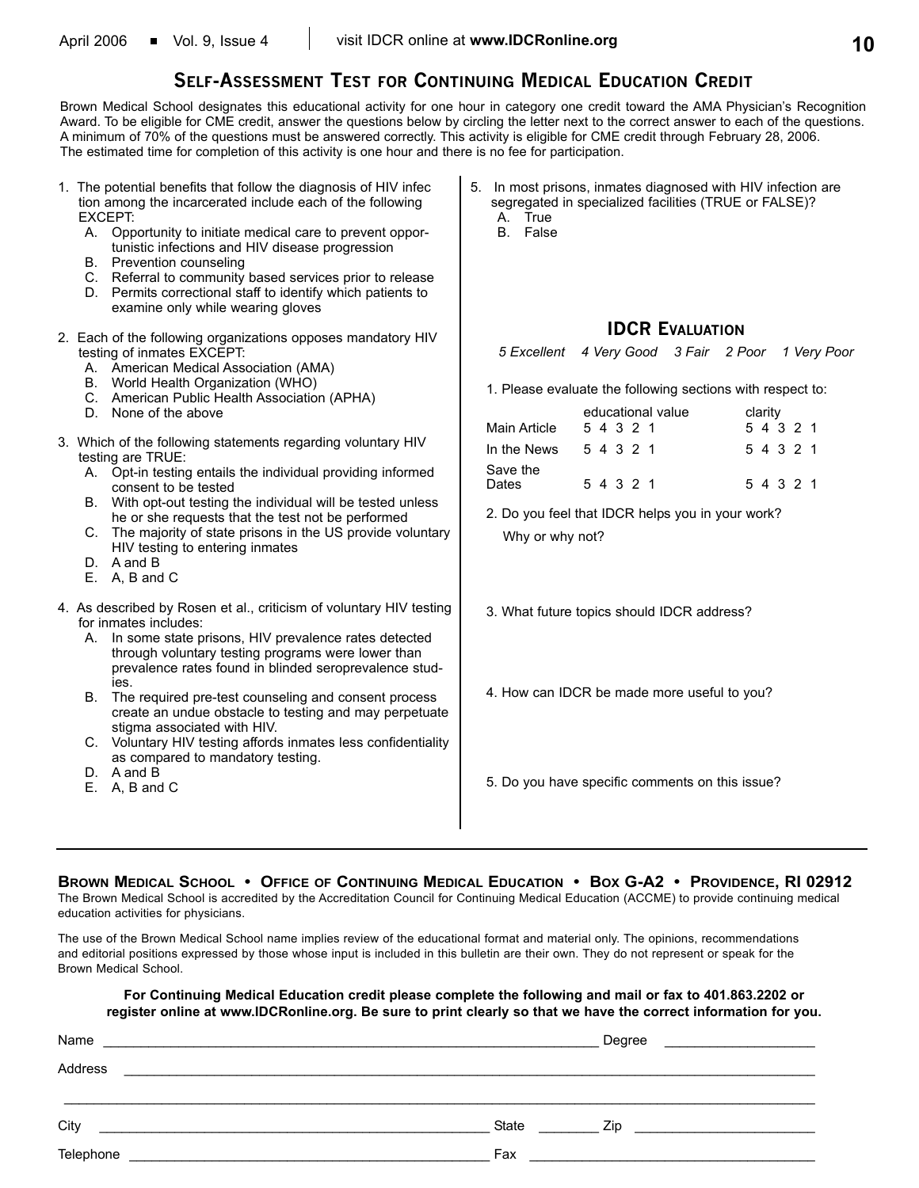## Self-Assessment Test for Continuing Medical Education Credit

Brown Medical School designates this educational activity for one hour in category one credit toward the AMA Physician's Recognition Award. To be eligible for CME credit, answer the questions below by circling the letter next to the correct answer to each of the questions. A minimum of 70% of the questions must be answered correctly. This activity is eligible for CME credit through February 28, 2006. The estimated time for completion of this activity is one hour and there is no fee for participation.

1. The potential benefits that follow the diagnosis of HIV infection among the incarcerated include each of the following EXCEPT:
   - A. Opportunity to initiate medical care to prevent opportunistic infections and HIV disease progression
   - B. Prevention counseling
   - C. Referral to community based services prior to release
   - D. Permits correctional staff to identify which patients to examine only while wearing gloves

2. Each of the following organizations opposes mandatory HIV testing of inmates EXCEPT:
   - A. American Medical Association (AMA)
   - B. World Health Organization (WHO)
   - C. American Public Health Association (APHA)
   - D. None of the above

3. Which of the following statements regarding voluntary HIV testing are TRUE:
   - A. Opt-in testing entails the individual providing informed consent to be tested
   - B. With opt-out testing the individual will be tested unless he or she requests that the test not be performed
   - C. The majority of state prisons in the US provide voluntary HIV testing to entering inmates
   - D. A and B
   - E. A, B and C

4. As described by Rosen et al., criticism of voluntary HIV testing for inmates includes:
   - A. In some state prisons, HIV prevalence rates detected through voluntary testing programs were lower than prevalence rates found in blinded seroprevalence studies.
   - B. The required pre-test counseling and consent process create an undue obstacle to testing and may perpetuate stigma associated with HIV.
   - C. Voluntary HIV testing affords inmates less confidentiality as compared to mandatory testing.
   - D. A and B
   - E. A, B and C

5. In most prisons, inmates diagnosed with HIV infection are segregated in specialized facilities (TRUE or FALSE)?
   - A. True
   - B. False

### IDCR Evaluation

*5 Excellent 4 Very Good 3 Fair 2 Poor 1 Very Poor*

1. Please evaluate the following sections with respect to:

| | educational value | clarity |
|---|---|---|
| Main Article | 5 4 3 2 1 | 5 4 3 2 1 |
| In the News | 5 4 3 2 1 | 5 4 3 2 1 |
| Save the Dates | 5 4 3 2 1 | 5 4 3 2 1 |

2. Do you feel that IDCR helps you in your work?
   Why or why not?

3. What future topics should IDCR address?

4. How can IDCR be made more useful to you?

5. Do you have specific comments on this issue?

---

**Brown Medical School • Office of Continuing Medical Education • Box G-A2 • Providence, RI 02912**

The Brown Medical School is accredited by the Accreditation Council for Continuing Medical Education (ACCME) to provide continuing medical education activities for physicians.

The use of the Brown Medical School name implies review of the educational format and material only. The opinions, recommendations and editorial positions expressed by those whose input is included in this bulletin are their own. They do not represent or speak for the Brown Medical School.

**For Continuing Medical Education credit please complete the following and mail or fax to 401.863.2202 or register online at www.IDCRonline.org. Be sure to print clearly so that we have the correct information for you.**

Name ______________________________ Degree ______________

Address ______________________________

______________________________

City ______________________ State ________ Zip ______________

Telephone ______________________ Fax ______________________